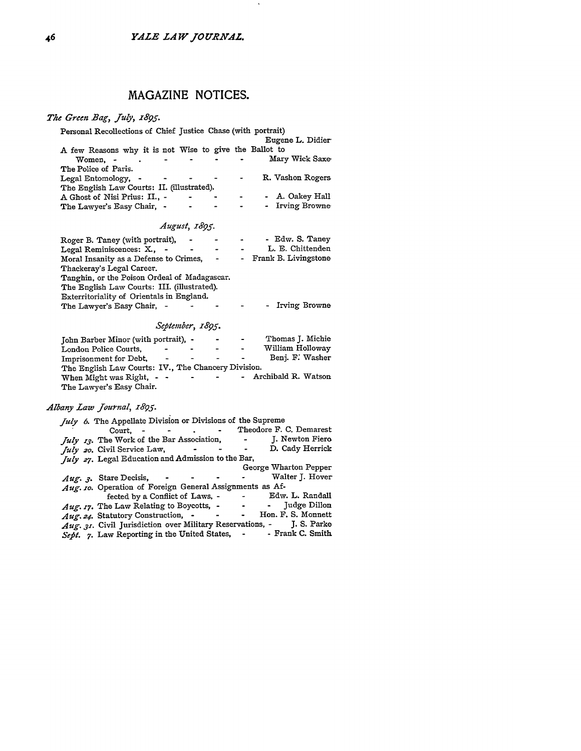## MAGAZINE NOTICES.

*The Green Bag, July, 1895.*

Personal Recollections of Chief Justice Chase (with portrait) — Eugene L. Didier
A few Reasons why it is not Wise to give the Ballot to Women, — Mary Wick Saxe
The Police of Paris.
Legal Entomology, — R. Vashon Rogers
The English Law Courts: II. (illustrated).
A Ghost of Nisi Prius: II., — A. Oakey Hall
The Lawyer's Easy Chair, — Irving Browne

*August, 1895.*

Roger B. Taney (with portrait), — Edw. S. Taney
Legal Reminiscences: X., — L. E. Chittenden
Moral Insanity as a Defense to Crimes, — Frank B. Livingstone
Thackeray's Legal Career.
Tanghin, or the Poison Ordeal of Madagascar.
The English Law Courts: III. (illustrated).
Exterritoriality of Orientals in England.
The Lawyer's Easy Chair, — Irving Browne

*September, 1895.*

John Barber Minor (with portrait), — Thomas J. Michie
London Police Courts, — William Holloway
Imprisonment for Debt, — Benj. F. Washer
The English Law Courts: IV., The Chancery Division.
When Might was Right, — Archibald R. Watson
The Lawyer's Easy Chair.

*Albany Law Journal, 1895.*

*July 6.* The Appellate Division or Divisions of the Supreme Court, — Theodore F. C. Demarest
*July 13.* The Work of the Bar Association, — J. Newton Fiero
*July 20.* Civil Service Law, — D. Cady Herrick
*July 27.* Legal Education and Admission to the Bar, — George Wharton Pepper
*Aug. 3.* Stare Decisis, — Walter J. Hover
*Aug. 10.* Operation of Foreign General Assignments as Affected by a Conflict of Laws, — Edw. L. Randall
*Aug. 17.* The Law Relating to Boycotts, — Judge Dillon
*Aug. 24.* Statutory Construction, — Hon. F. S. Monnett
*Aug. 31.* Civil Jurisdiction over Military Reservations, — J. S. Parke
*Sept. 7.* Law Reporting in the United States, — Frank C. Smith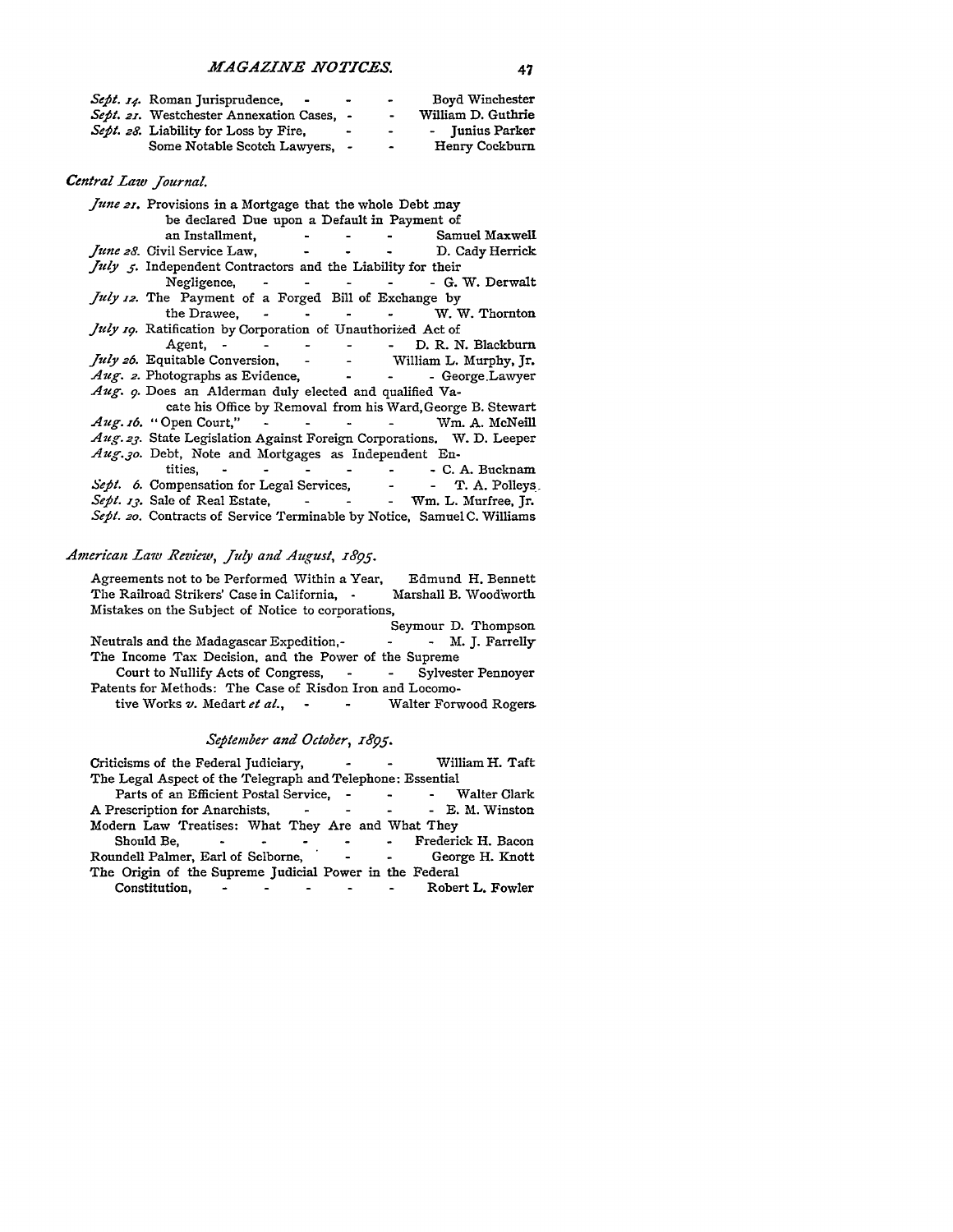*Sept. 14.* Roman Jurisprudence, - - - Boyd Winchester
*Sept. 21.* Westchester Annexation Cases, - - William D. Guthrie
*Sept. 28.* Liability for Loss by Fire, - - - Junius Parker
Some Notable Scotch Lawyers, - - Henry Cockburn

*Central Law Journal.*

*June 21.* Provisions in a Mortgage that the whole Debt may be declared Due upon a Default in Payment of an Installment, - - - Samuel Maxwell
*June 28.* Civil Service Law, - - - D. Cady Herrick
*July 5.* Independent Contractors and the Liability for their Negligence, - - - - - G. W. Derwalt
*July 12.* The Payment of a Forged Bill of Exchange by the Drawee, - - - - W. W. Thornton
*July 19.* Ratification by Corporation of Unauthorized Act of Agent, - - - - - D. R. N. Blackburn
*July 26.* Equitable Conversion, - - William L. Murphy, Jr.
*Aug. 2.* Photographs as Evidence, - - - George Lawyer
*Aug. 9.* Does an Alderman duly elected and qualified Vacate his Office by Removal from his Ward, George B. Stewart
*Aug. 16.* "Open Court," - - - - Wm. A. McNeill
*Aug. 23.* State Legislation Against Foreign Corporations. W. D. Leeper
*Aug. 30.* Debt, Note and Mortgages as Independent Entities, - - - - - - C. A. Bucknam
*Sept. 6.* Compensation for Legal Services, - - T. A. Polleys
*Sept. 13.* Sale of Real Estate, - - - Wm. L. Murfree, Jr.
*Sept. 20.* Contracts of Service Terminable by Notice, Samuel C. Williams

*American Law Review, July and August, 1895.*

Agreements not to be Performed Within a Year, Edmund H. Bennett
The Railroad Strikers' Case in California, - Marshall B. Woodworth
Mistakes on the Subject of Notice to corporations, Seymour D. Thompson
Neutrals and the Madagascar Expedition,- - - M. J. Farrelly
The Income Tax Decision, and the Power of the Supreme Court to Nullify Acts of Congress, - - Sylvester Pennoyer
Patents for Methods: The Case of Risdon Iron and Locomotive Works *v.* Medart *et al.*, - - Walter Forwood Rogers

*September and October, 1895.*

Criticisms of the Federal Judiciary, - - William H. Taft
The Legal Aspect of the Telegraph and Telephone: Essential Parts of an Efficient Postal Service, - - - Walter Clark
A Prescription for Anarchists, - - - - E. M. Winston
Modern Law Treatises: What They Are and What They Should Be, - - - - - Frederick H. Bacon
Roundell Palmer, Earl of Selborne, - - George H. Knott
The Origin of the Supreme Judicial Power in the Federal Constitution, - - - - - Robert L. Fowler